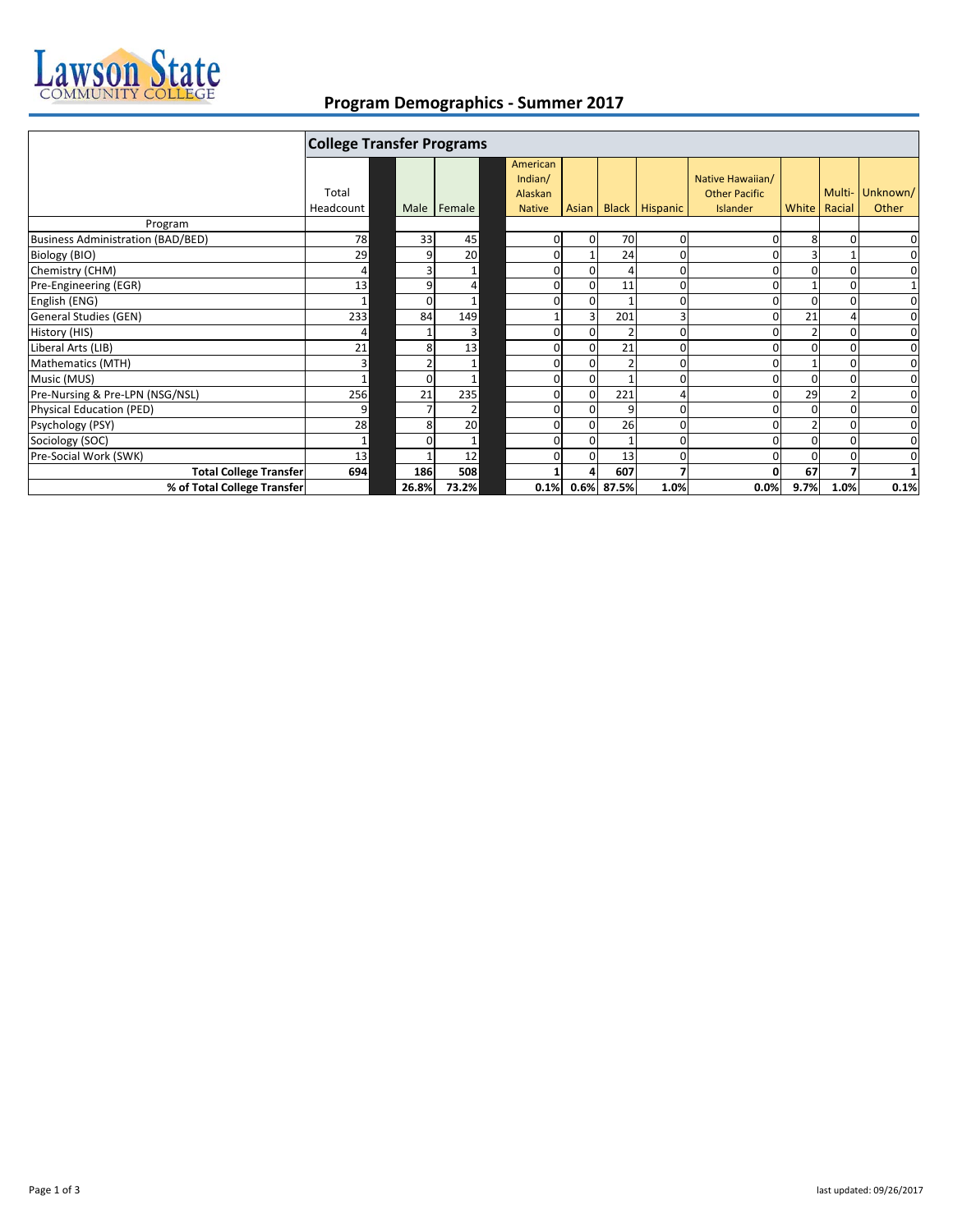# Program Demographics - Summer 2017

## College Transfer Programs

| Program | Total Headcount | Male | Female | American Indian/ Alaskan Native | Asian | Black | Hispanic | Native Hawaiian/ Other Pacific Islander | White | Multi-Racial | Unknown/ Other |
|---|---|---|---|---|---|---|---|---|---|---|---|
| Business Administration (BAD/BED) | 78 | 33 | 45 | 0 | 0 | 70 | 0 | 0 | 8 | 0 | 0 |
| Biology (BIO) | 29 | 9 | 20 | 0 | 1 | 24 | 0 | 0 | 3 | 1 | 0 |
| Chemistry (CHM) | 4 | 3 | 1 | 0 | 0 | 4 | 0 | 0 | 0 | 0 | 0 |
| Pre-Engineering (EGR) | 13 | 9 | 4 | 0 | 0 | 11 | 0 | 0 | 1 | 0 | 1 |
| English (ENG) | 1 | 0 | 1 | 0 | 0 | 1 | 0 | 0 | 0 | 0 | 0 |
| General Studies (GEN) | 233 | 84 | 149 | 1 | 3 | 201 | 3 | 0 | 21 | 4 | 0 |
| History (HIS) | 4 | 1 | 3 | 0 | 0 | 2 | 0 | 0 | 2 | 0 | 0 |
| Liberal Arts (LIB) | 21 | 8 | 13 | 0 | 0 | 21 | 0 | 0 | 0 | 0 | 0 |
| Mathematics (MTH) | 3 | 2 | 1 | 0 | 0 | 2 | 0 | 0 | 1 | 0 | 0 |
| Music (MUS) | 1 | 0 | 1 | 0 | 0 | 1 | 0 | 0 | 0 | 0 | 0 |
| Pre-Nursing & Pre-LPN (NSG/NSL) | 256 | 21 | 235 | 0 | 0 | 221 | 4 | 0 | 29 | 2 | 0 |
| Physical Education (PED) | 9 | 7 | 2 | 0 | 0 | 9 | 0 | 0 | 0 | 0 | 0 |
| Psychology (PSY) | 28 | 8 | 20 | 0 | 0 | 26 | 0 | 0 | 2 | 0 | 0 |
| Sociology (SOC) | 1 | 0 | 1 | 0 | 0 | 1 | 0 | 0 | 0 | 0 | 0 |
| Pre-Social Work (SWK) | 13 | 1 | 12 | 0 | 0 | 13 | 0 | 0 | 0 | 0 | 0 |
| **Total College Transfer** | **694** | **186** | **508** | **1** | **4** | **607** | **7** | **0** | **67** | **7** | **1** |
| **% of Total College Transfer** | | **26.8%** | **73.2%** | **0.1%** | **0.6%** | **87.5%** | **1.0%** | **0.0%** | **9.7%** | **1.0%** | **0.1%** |

last updated: 09/26/2017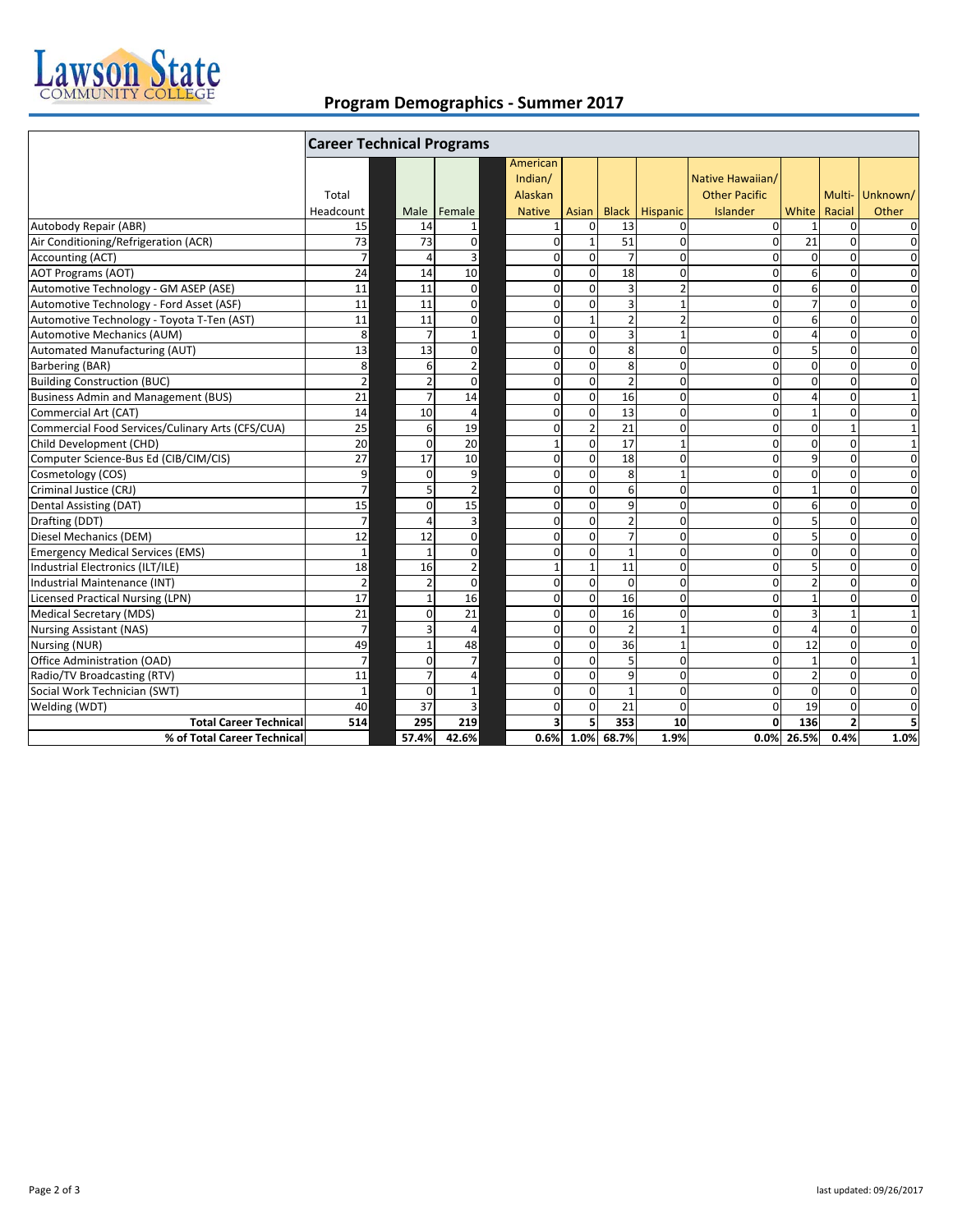## Program Demographics - Summer 2017

| | Career Technical Programs | | | | | | | | | | |
|---|---|---|---|---|---|---|---|---|---|---|---|
| | Total Headcount | Male | Female | American Indian/ Alaskan Native | Asian | Black | Hispanic | Native Hawaiian/ Other Pacific Islander | White | Multi-Racial | Unknown/ Other |
| Autobody Repair (ABR) | 15 | 14 | 1 | 1 | 0 | 13 | 0 | 0 | 1 | 0 | 0 |
| Air Conditioning/Refrigeration (ACR) | 73 | 73 | 0 | 0 | 1 | 51 | 0 | 0 | 21 | 0 | 0 |
| Accounting (ACT) | 7 | 4 | 3 | 0 | 0 | 7 | 0 | 0 | 0 | 0 | 0 |
| AOT Programs (AOT) | 24 | 14 | 10 | 0 | 0 | 18 | 0 | 0 | 6 | 0 | 0 |
| Automotive Technology - GM ASEP (ASE) | 11 | 11 | 0 | 0 | 0 | 3 | 2 | 0 | 6 | 0 | 0 |
| Automotive Technology - Ford Asset (ASF) | 11 | 11 | 0 | 0 | 0 | 3 | 1 | 0 | 7 | 0 | 0 |
| Automotive Technology - Toyota T-Ten (AST) | 11 | 11 | 0 | 0 | 1 | 2 | 2 | 0 | 6 | 0 | 0 |
| Automotive Mechanics (AUM) | 8 | 7 | 1 | 0 | 0 | 3 | 1 | 0 | 4 | 0 | 0 |
| Automated Manufacturing (AUT) | 13 | 13 | 0 | 0 | 0 | 8 | 0 | 0 | 5 | 0 | 0 |
| Barbering (BAR) | 8 | 6 | 2 | 0 | 0 | 8 | 0 | 0 | 0 | 0 | 0 |
| Building Construction (BUC) | 2 | 2 | 0 | 0 | 0 | 2 | 0 | 0 | 0 | 0 | 0 |
| Business Admin and Management (BUS) | 21 | 7 | 14 | 0 | 0 | 16 | 0 | 0 | 4 | 0 | 1 |
| Commercial Art (CAT) | 14 | 10 | 4 | 0 | 0 | 13 | 0 | 0 | 1 | 0 | 0 |
| Commercial Food Services/Culinary Arts (CFS/CUA) | 25 | 6 | 19 | 0 | 2 | 21 | 0 | 0 | 0 | 1 | 1 |
| Child Development (CHD) | 20 | 0 | 20 | 1 | 0 | 17 | 1 | 0 | 0 | 0 | 1 |
| Computer Science-Bus Ed (CIB/CIM/CIS) | 27 | 17 | 10 | 0 | 0 | 18 | 0 | 0 | 9 | 0 | 0 |
| Cosmetology (COS) | 9 | 0 | 9 | 0 | 0 | 8 | 1 | 0 | 0 | 0 | 0 |
| Criminal Justice (CRJ) | 7 | 5 | 2 | 0 | 0 | 6 | 0 | 0 | 1 | 0 | 0 |
| Dental Assisting (DAT) | 15 | 0 | 15 | 0 | 0 | 9 | 0 | 0 | 6 | 0 | 0 |
| Drafting (DDT) | 7 | 4 | 3 | 0 | 0 | 2 | 0 | 0 | 5 | 0 | 0 |
| Diesel Mechanics (DEM) | 12 | 12 | 0 | 0 | 0 | 7 | 0 | 0 | 5 | 0 | 0 |
| Emergency Medical Services (EMS) | 1 | 1 | 0 | 0 | 0 | 1 | 0 | 0 | 0 | 0 | 0 |
| Industrial Electronics (ILT/ILE) | 18 | 16 | 2 | 1 | 1 | 11 | 0 | 0 | 5 | 0 | 0 |
| Industrial Maintenance (INT) | 2 | 2 | 0 | 0 | 0 | 0 | 0 | 0 | 2 | 0 | 0 |
| Licensed Practical Nursing (LPN) | 17 | 1 | 16 | 0 | 0 | 16 | 0 | 0 | 1 | 0 | 0 |
| Medical Secretary (MDS) | 21 | 0 | 21 | 0 | 0 | 16 | 0 | 0 | 3 | 1 | 1 |
| Nursing Assistant (NAS) | 7 | 3 | 4 | 0 | 0 | 2 | 1 | 0 | 4 | 0 | 0 |
| Nursing (NUR) | 49 | 1 | 48 | 0 | 0 | 36 | 1 | 0 | 12 | 0 | 0 |
| Office Administration (OAD) | 7 | 0 | 7 | 0 | 0 | 5 | 0 | 0 | 1 | 0 | 1 |
| Radio/TV Broadcasting (RTV) | 11 | 7 | 4 | 0 | 0 | 9 | 0 | 0 | 2 | 0 | 0 |
| Social Work Technician (SWT) | 1 | 0 | 1 | 0 | 0 | 1 | 0 | 0 | 0 | 0 | 0 |
| Welding (WDT) | 40 | 37 | 3 | 0 | 0 | 21 | 0 | 0 | 19 | 0 | 0 |
| **Total Career Technical** | **514** | **295** | **219** | **3** | **5** | **353** | **10** | **0** | **136** | **2** | **5** |
| **% of Total Career Technical** | | **57.4%** | **42.6%** | **0.6%** | **1.0%** | **68.7%** | **1.9%** | **0.0%** | **26.5%** | **0.4%** | **1.0%** |

last updated: 09/26/2017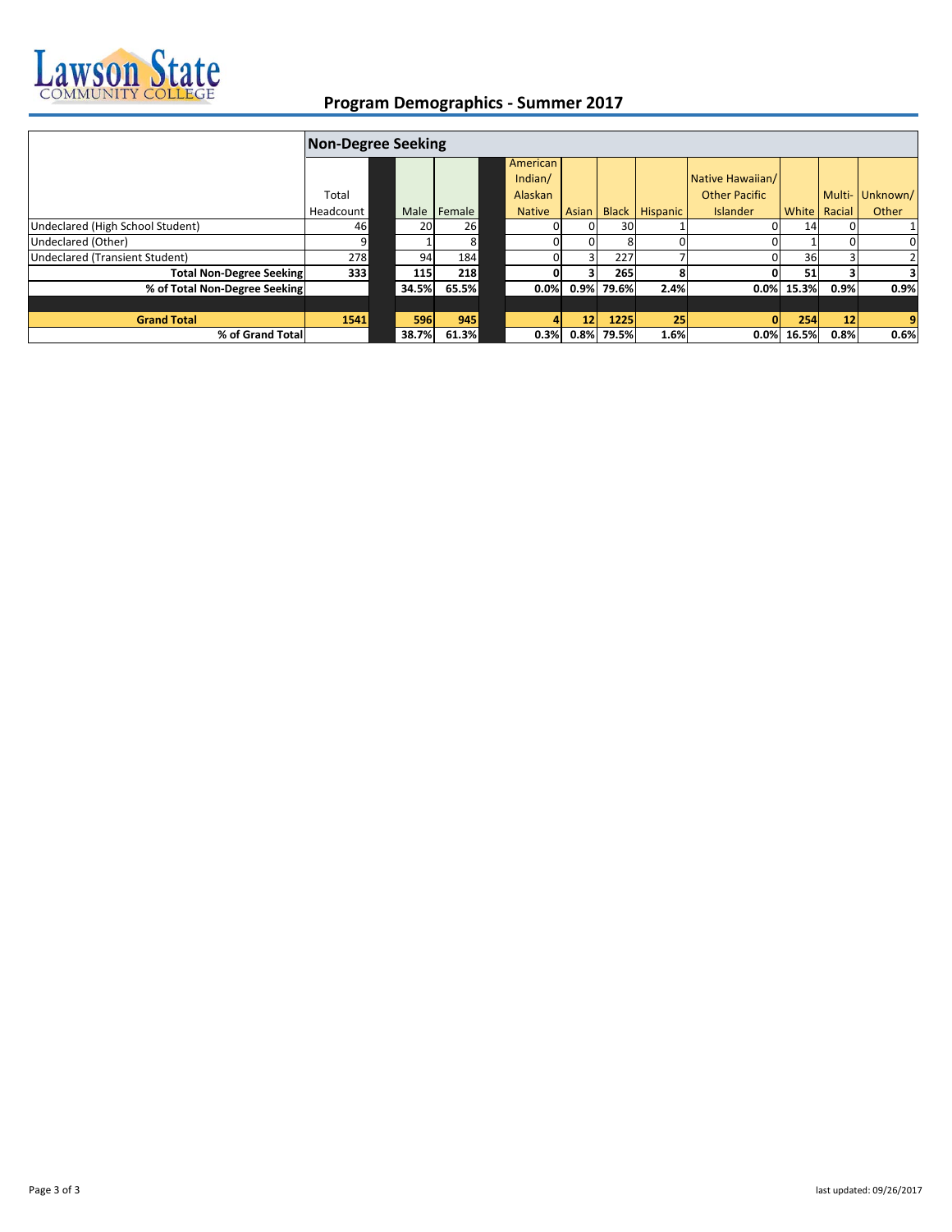# Program Demographics - Summer 2017

| | Non-Degree Seeking | | | | | | | | | | |
|---|---|---|---|---|---|---|---|---|---|---|---|
| | Total Headcount | Male | Female | American Indian/ Alaskan Native | Asian | Black | Hispanic | Native Hawaiian/ Other Pacific Islander | White | Multi-Racial | Unknown/ Other |
| Undeclared (High School Student) | 46 | 20 | 26 | 0 | 0 | 30 | 1 | 0 | 14 | 0 | 1 |
| Undeclared (Other) | 9 | 1 | 8 | 0 | 0 | 8 | 0 | 0 | 1 | 0 | 0 |
| Undeclared (Transient Student) | 278 | 94 | 184 | 0 | 3 | 227 | 7 | 0 | 36 | 3 | 2 |
| **Total Non-Degree Seeking** | **333** | **115** | **218** | **0** | **3** | **265** | **8** | **0** | **51** | **3** | **3** |
| **% of Total Non-Degree Seeking** | | **34.5%** | **65.5%** | **0.0%** | **0.9%** | **79.6%** | **2.4%** | **0.0%** | **15.3%** | **0.9%** | **0.9%** |
| | | | | | | | | | | | |
| **Grand Total** | **1541** | **596** | **945** | **4** | **12** | **1225** | **25** | **0** | **254** | **12** | **9** |
| **% of Grand Total** | | **38.7%** | **61.3%** | **0.3%** | **0.8%** | **79.5%** | **1.6%** | **0.0%** | **16.5%** | **0.8%** | **0.6%** |

last updated: 09/26/2017